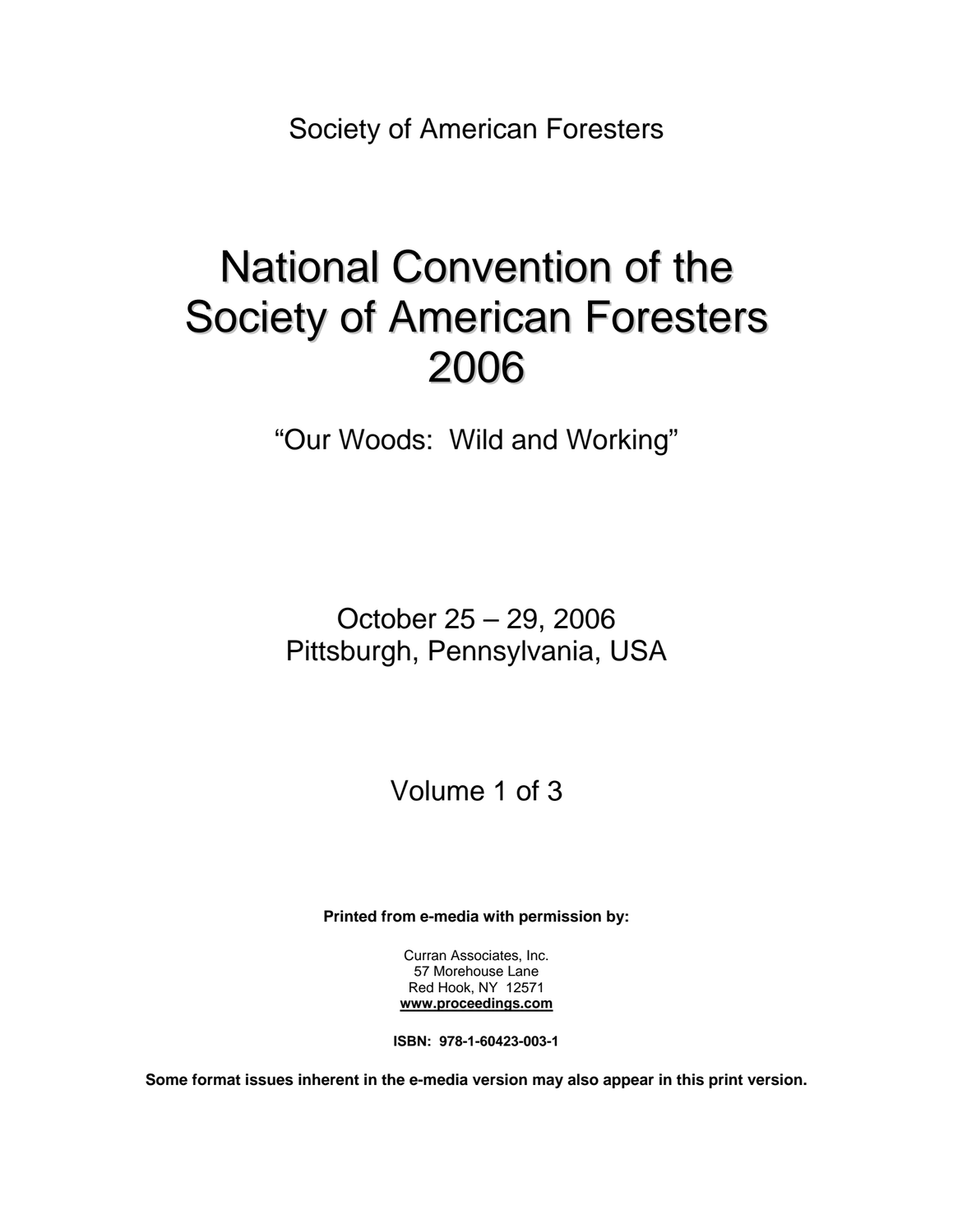Society of American Foresters

# National Convention of the Society of American Foresters 2006

"Our Woods: Wild and Working"

October 25 – 29, 2006
Pittsburgh, Pennsylvania, USA

Volume 1 of 3

**Printed from e-media with permission by:**

Curran Associates, Inc.
57 Morehouse Lane
Red Hook, NY 12571
**www.proceedings.com**

**ISBN: 978-1-60423-003-1**

**Some format issues inherent in the e-media version may also appear in this print version.**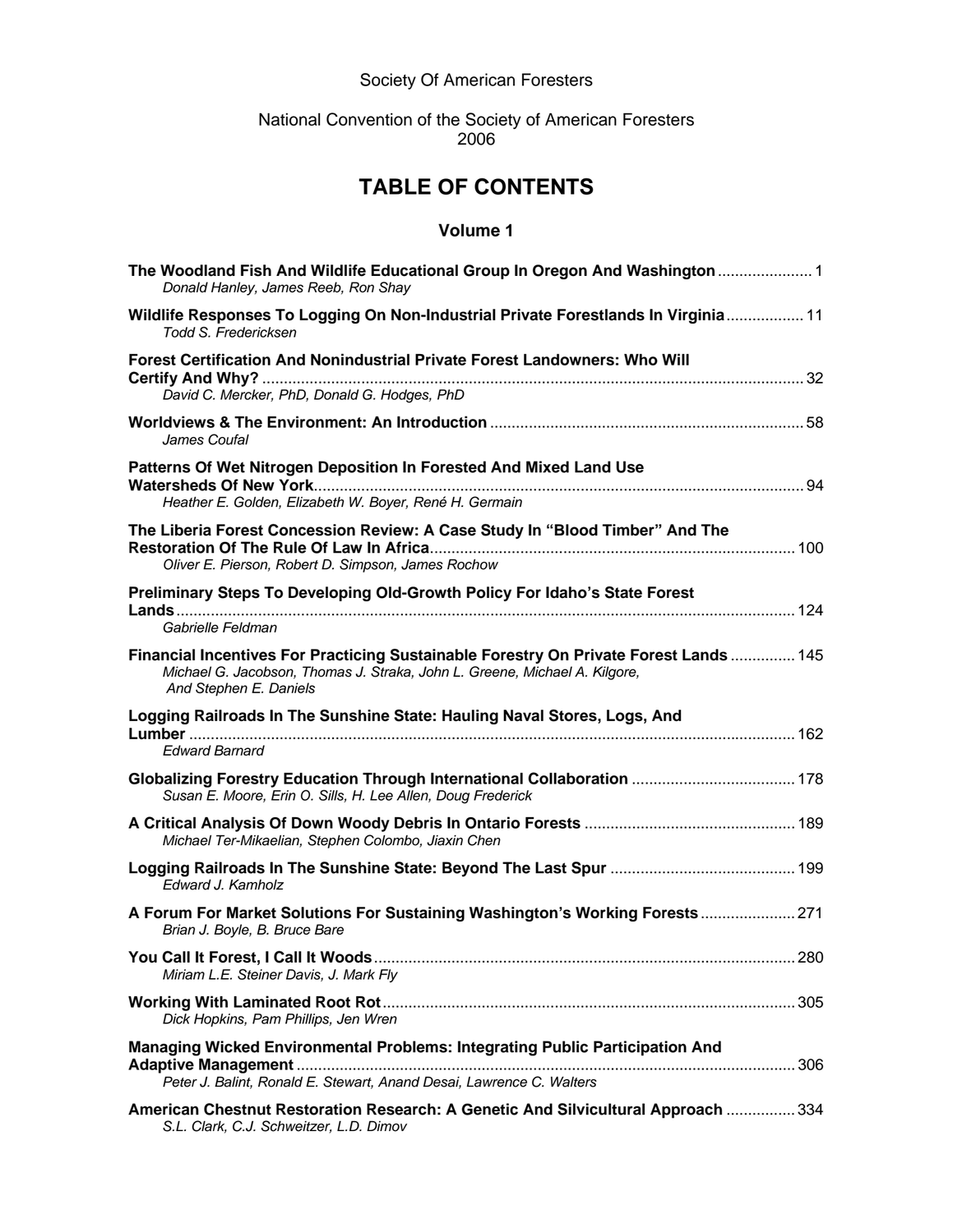Society Of American Foresters

National Convention of the Society of American Foresters
2006

# TABLE OF CONTENTS

## Volume 1

**The Woodland Fish And Wildlife Educational Group In Oregon And Washington** ...................... 1
*Donald Hanley, James Reeb, Ron Shay*

**Wildlife Responses To Logging On Non-Industrial Private Forestlands In Virginia** .................. 11
*Todd S. Fredericksen*

**Forest Certification And Nonindustrial Private Forest Landowners: Who Will Certify And Why?** ............................................................................................................. 32
*David C. Mercker, PhD, Donald G. Hodges, PhD*

**Worldviews & The Environment: An Introduction** ........................................................................ 58
*James Coufal*

**Patterns Of Wet Nitrogen Deposition In Forested And Mixed Land Use Watersheds Of New York** .................................................................................................... 94
*Heather E. Golden, Elizabeth W. Boyer, René H. Germain*

**The Liberia Forest Concession Review: A Case Study In "Blood Timber" And The Restoration Of The Rule Of Law In Africa** ..................................................................... 100
*Oliver E. Pierson, Robert D. Simpson, James Rochow*

**Preliminary Steps To Developing Old-Growth Policy For Idaho's State Forest Lands** ............................................................................................................................. 124
*Gabrielle Feldman*

**Financial Incentives For Practicing Sustainable Forestry On Private Forest Lands** ............... 145
*Michael G. Jacobson, Thomas J. Straka, John L. Greene, Michael A. Kilgore, And Stephen E. Daniels*

**Logging Railroads In The Sunshine State: Hauling Naval Stores, Logs, And Lumber** ............................................................................................................................ 162
*Edward Barnard*

**Globalizing Forestry Education Through International Collaboration** ..................................... 178
*Susan E. Moore, Erin O. Sills, H. Lee Allen, Doug Frederick*

**A Critical Analysis Of Down Woody Debris In Ontario Forests** ................................................ 189
*Michael Ter-Mikaelian, Stephen Colombo, Jiaxin Chen*

**Logging Railroads In The Sunshine State: Beyond The Last Spur** ........................................... 199
*Edward J. Kamholz*

**A Forum For Market Solutions For Sustaining Washington's Working Forests** ...................... 271
*Brian J. Boyle, B. Bruce Bare*

**You Call It Forest, I Call It Woods** .................................................................................................. 280
*Miriam L.E. Steiner Davis, J. Mark Fly*

**Working With Laminated Root Rot** ................................................................................................ 305
*Dick Hopkins, Pam Phillips, Jen Wren*

**Managing Wicked Environmental Problems: Integrating Public Participation And Adaptive Management** ...................................................................................................... 306
*Peter J. Balint, Ronald E. Stewart, Anand Desai, Lawrence C. Walters*

**American Chestnut Restoration Research: A Genetic And Silvicultural Approach** ................ 334
*S.L. Clark, C.J. Schweitzer, L.D. Dimov*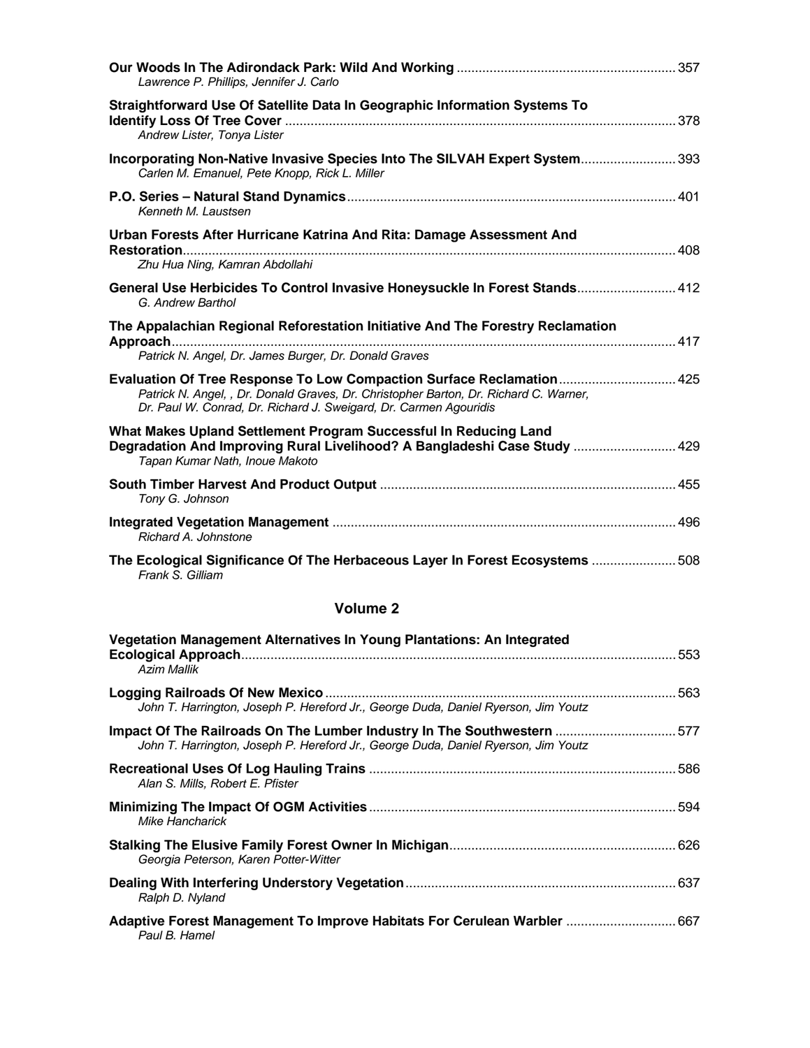**Our Woods In The Adirondack Park: Wild And Working** .......... 357
*Lawrence P. Phillips, Jennifer J. Carlo*

**Straightforward Use Of Satellite Data In Geographic Information Systems To Identify Loss Of Tree Cover** .......... 378
*Andrew Lister, Tonya Lister*

**Incorporating Non-Native Invasive Species Into The SILVAH Expert System** .......... 393
*Carlen M. Emanuel, Pete Knopp, Rick L. Miller*

**P.O. Series – Natural Stand Dynamics** .......... 401
*Kenneth M. Laustsen*

**Urban Forests After Hurricane Katrina And Rita: Damage Assessment And Restoration** .......... 408
*Zhu Hua Ning, Kamran Abdollahi*

**General Use Herbicides To Control Invasive Honeysuckle In Forest Stands** .......... 412
*G. Andrew Barthol*

**The Appalachian Regional Reforestation Initiative And The Forestry Reclamation Approach** .......... 417
*Patrick N. Angel, Dr. James Burger, Dr. Donald Graves*

**Evaluation Of Tree Response To Low Compaction Surface Reclamation** .......... 425
*Patrick N. Angel, , Dr. Donald Graves, Dr. Christopher Barton, Dr. Richard C. Warner, Dr. Paul W. Conrad, Dr. Richard J. Sweigard, Dr. Carmen Agouridis*

**What Makes Upland Settlement Program Successful In Reducing Land Degradation And Improving Rural Livelihood? A Bangladeshi Case Study** .......... 429
*Tapan Kumar Nath, Inoue Makoto*

**South Timber Harvest And Product Output** .......... 455
*Tony G. Johnson*

**Integrated Vegetation Management** .......... 496
*Richard A. Johnstone*

**The Ecological Significance Of The Herbaceous Layer In Forest Ecosystems** .......... 508
*Frank S. Gilliam*

## Volume 2

**Vegetation Management Alternatives In Young Plantations: An Integrated Ecological Approach** .......... 553
*Azim Mallik*

**Logging Railroads Of New Mexico** .......... 563
*John T. Harrington, Joseph P. Hereford Jr., George Duda, Daniel Ryerson, Jim Youtz*

**Impact Of The Railroads On The Lumber Industry In The Southwestern** .......... 577
*John T. Harrington, Joseph P. Hereford Jr., George Duda, Daniel Ryerson, Jim Youtz*

**Recreational Uses Of Log Hauling Trains** .......... 586
*Alan S. Mills, Robert E. Pfister*

**Minimizing The Impact Of OGM Activities** .......... 594
*Mike Hancharick*

**Stalking The Elusive Family Forest Owner In Michigan** .......... 626
*Georgia Peterson, Karen Potter-Witter*

**Dealing With Interfering Understory Vegetation** .......... 637
*Ralph D. Nyland*

**Adaptive Forest Management To Improve Habitats For Cerulean Warbler** .......... 667
*Paul B. Hamel*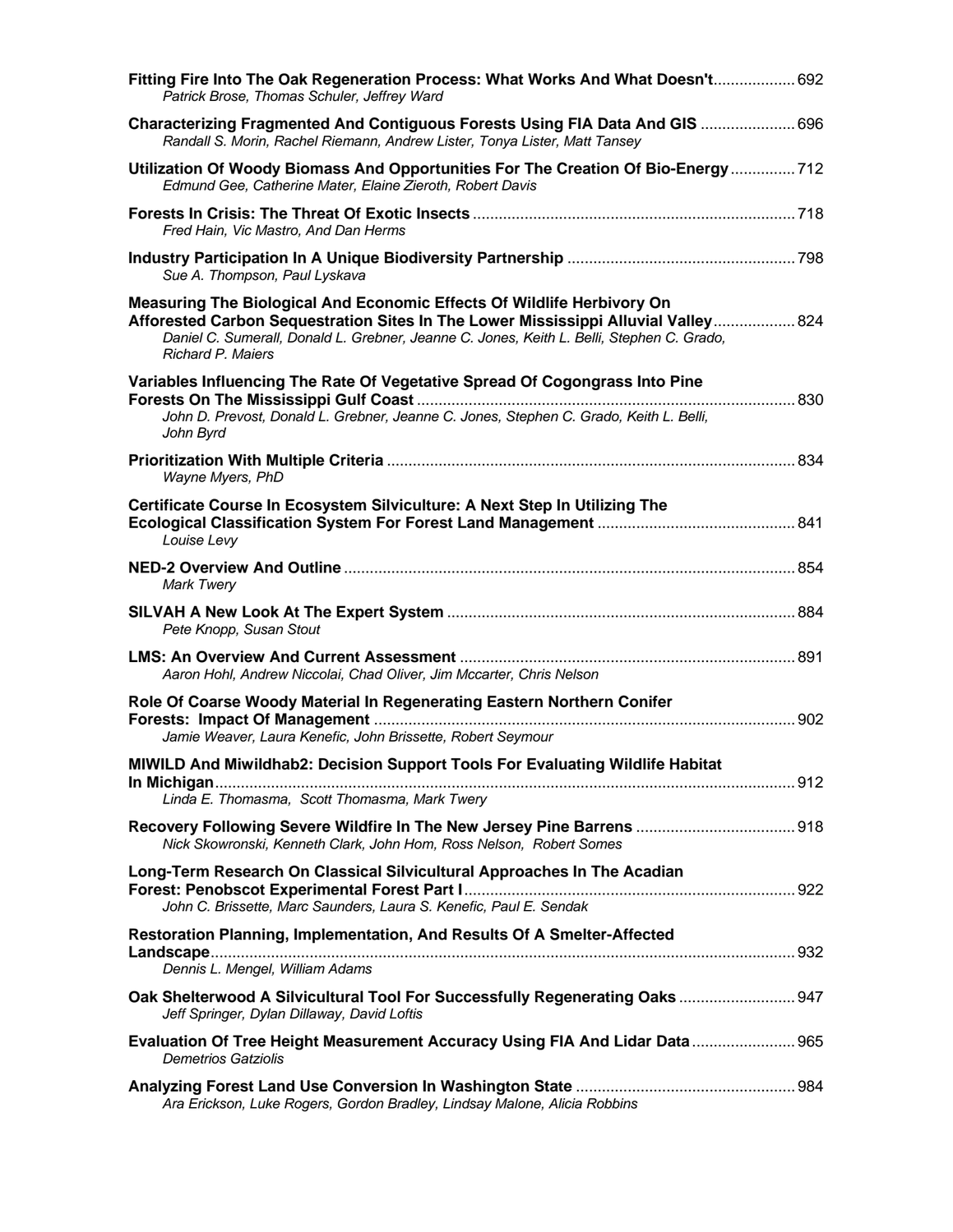**Fitting Fire Into The Oak Regeneration Process: What Works And What Doesn't** ................... 692
*Patrick Brose, Thomas Schuler, Jeffrey Ward*

**Characterizing Fragmented And Contiguous Forests Using FIA Data And GIS** ...................... 696
*Randall S. Morin, Rachel Riemann, Andrew Lister, Tonya Lister, Matt Tansey*

**Utilization Of Woody Biomass And Opportunities For The Creation Of Bio-Energy** ............... 712
*Edmund Gee, Catherine Mater, Elaine Zieroth, Robert Davis*

**Forests In Crisis: The Threat Of Exotic Insects** .......................................................................... 718
*Fred Hain, Vic Mastro, And Dan Herms*

**Industry Participation In A Unique Biodiversity Partnership** .................................................... 798
*Sue A. Thompson, Paul Lyskava*

**Measuring The Biological And Economic Effects Of Wildlife Herbivory On Afforested Carbon Sequestration Sites In The Lower Mississippi Alluvial Valley** ................... 824
*Daniel C. Sumerall, Donald L. Grebner, Jeanne C. Jones, Keith L. Belli, Stephen C. Grado, Richard P. Maiers*

**Variables Influencing The Rate Of Vegetative Spread Of Cogongrass Into Pine Forests On The Mississippi Gulf Coast** ....................................................................................... 830
*John D. Prevost, Donald L. Grebner, Jeanne C. Jones, Stephen C. Grado, Keith L. Belli, John Byrd*

**Prioritization With Multiple Criteria** .............................................................................................. 834
*Wayne Myers, PhD*

**Certificate Course In Ecosystem Silviculture: A Next Step In Utilizing The Ecological Classification System For Forest Land Management** ............................................. 841
*Louise Levy*

**NED-2 Overview And Outline** ........................................................................................................ 854
*Mark Twery*

**SILVAH A New Look At The Expert System** ................................................................................ 884
*Pete Knopp, Susan Stout*

**LMS: An Overview And Current Assessment** ............................................................................. 891
*Aaron Hohl, Andrew Niccolai, Chad Oliver, Jim Mccarter, Chris Nelson*

**Role Of Coarse Woody Material In Regenerating Eastern Northern Conifer Forests: Impact Of Management** ................................................................................................. 902
*Jamie Weaver, Laura Kenefic, John Brissette, Robert Seymour*

**MIWILD And Miwildhab2: Decision Support Tools For Evaluating Wildlife Habitat In Michigan** ...................................................................................................................................... 912
*Linda E. Thomasma, Scott Thomasma, Mark Twery*

**Recovery Following Severe Wildfire In The New Jersey Pine Barrens** .................................... 918
*Nick Skowronski, Kenneth Clark, John Hom, Ross Nelson, Robert Somes*

**Long-Term Research On Classical Silvicultural Approaches In The Acadian Forest: Penobscot Experimental Forest Part I** ............................................................................ 922
*John C. Brissette, Marc Saunders, Laura S. Kenefic, Paul E. Sendak*

**Restoration Planning, Implementation, And Results Of A Smelter-Affected Landscape** ....................................................................................................................................... 932
*Dennis L. Mengel, William Adams*

**Oak Shelterwood A Silvicultural Tool For Successfully Regenerating Oaks** ........................... 947
*Jeff Springer, Dylan Dillaway, David Loftis*

**Evaluation Of Tree Height Measurement Accuracy Using FIA And Lidar Data** ........................ 965
*Demetrios Gatziolis*

**Analyzing Forest Land Use Conversion In Washington State** .................................................. 984
*Ara Erickson, Luke Rogers, Gordon Bradley, Lindsay Malone, Alicia Robbins*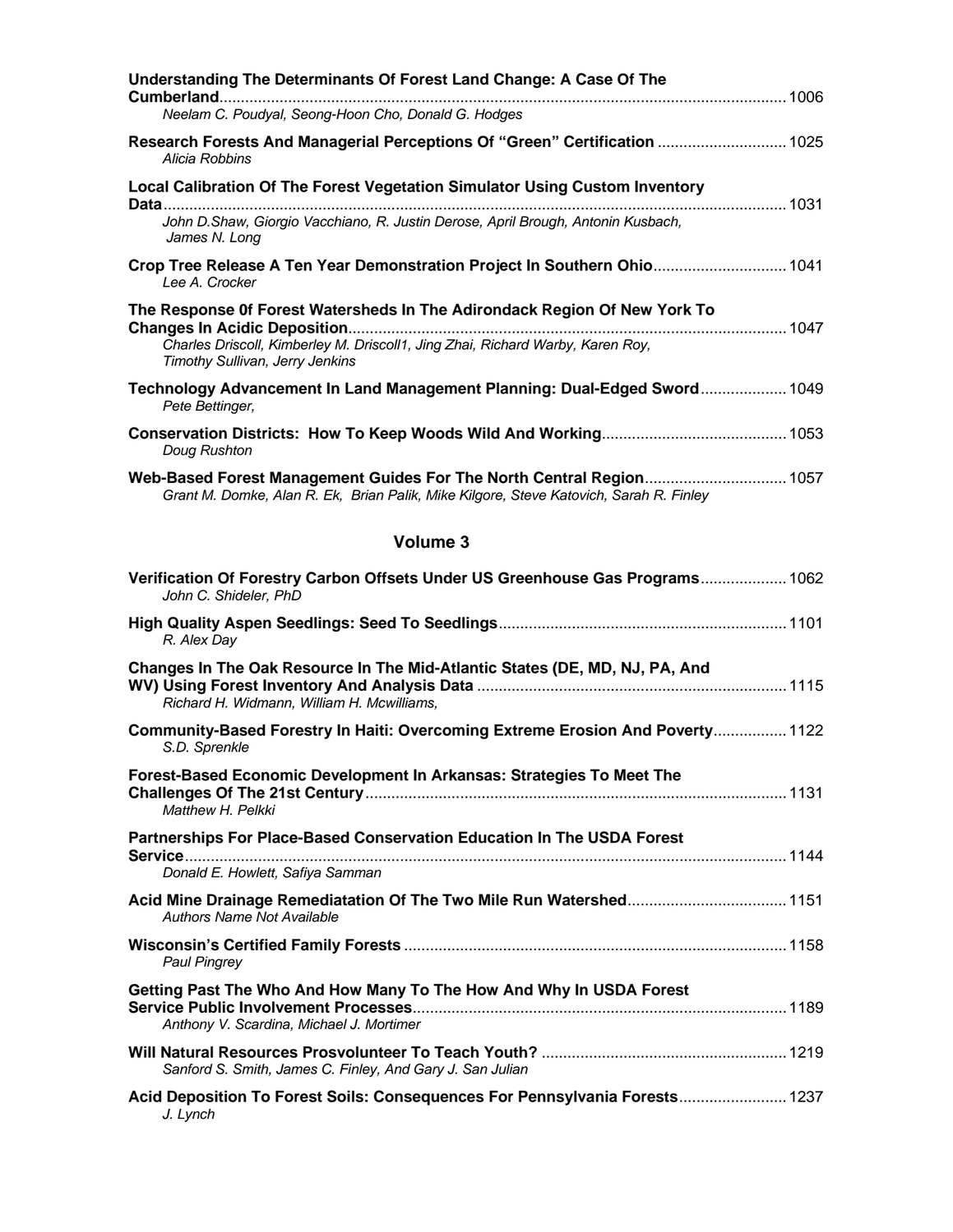**Understanding The Determinants Of Forest Land Change: A Case Of The Cumberland** .................................................... 1006
*Neelam C. Poudyal, Seong-Hoon Cho, Donald G. Hodges*

**Research Forests And Managerial Perceptions Of "Green" Certification** .................................................... 1025
*Alicia Robbins*

**Local Calibration Of The Forest Vegetation Simulator Using Custom Inventory Data** .................................................... 1031
*John D.Shaw, Giorgio Vacchiano, R. Justin Derose, April Brough, Antonin Kusbach, James N. Long*

**Crop Tree Release A Ten Year Demonstration Project In Southern Ohio** .................................................... 1041
*Lee A. Crocker*

**The Response 0f Forest Watersheds In The Adirondack Region Of New York To Changes In Acidic Deposition** .................................................... 1047
*Charles Driscoll, Kimberley M. Driscoll1, Jing Zhai, Richard Warby, Karen Roy, Timothy Sullivan, Jerry Jenkins*

**Technology Advancement In Land Management Planning: Dual-Edged Sword** .................................................... 1049
*Pete Bettinger,*

**Conservation Districts: How To Keep Woods Wild And Working** .................................................... 1053
*Doug Rushton*

**Web-Based Forest Management Guides For The North Central Region** .................................................... 1057
*Grant M. Domke, Alan R. Ek, Brian Palik, Mike Kilgore, Steve Katovich, Sarah R. Finley*

## Volume 3

**Verification Of Forestry Carbon Offsets Under US Greenhouse Gas Programs** .................................................... 1062
*John C. Shideler, PhD*

**High Quality Aspen Seedlings: Seed To Seedlings** .................................................... 1101
*R. Alex Day*

**Changes In The Oak Resource In The Mid-Atlantic States (DE, MD, NJ, PA, And WV) Using Forest Inventory And Analysis Data** .................................................... 1115
*Richard H. Widmann, William H. Mcwilliams,*

**Community-Based Forestry In Haiti: Overcoming Extreme Erosion And Poverty** .................................................... 1122
*S.D. Sprenkle*

**Forest-Based Economic Development In Arkansas: Strategies To Meet The Challenges Of The 21st Century** .................................................... 1131
*Matthew H. Pelkki*

**Partnerships For Place-Based Conservation Education In The USDA Forest Service** .................................................... 1144
*Donald E. Howlett, Safiya Samman*

**Acid Mine Drainage Remediatation Of The Two Mile Run Watershed** .................................................... 1151
*Authors Name Not Available*

**Wisconsin's Certified Family Forests** .................................................... 1158
*Paul Pingrey*

**Getting Past The Who And How Many To The How And Why In USDA Forest Service Public Involvement Processes** .................................................... 1189
*Anthony V. Scardina, Michael J. Mortimer*

**Will Natural Resources Prosvolunteer To Teach Youth?** .................................................... 1219
*Sanford S. Smith, James C. Finley, And Gary J. San Julian*

**Acid Deposition To Forest Soils: Consequences For Pennsylvania Forests** .................................................... 1237
*J. Lynch*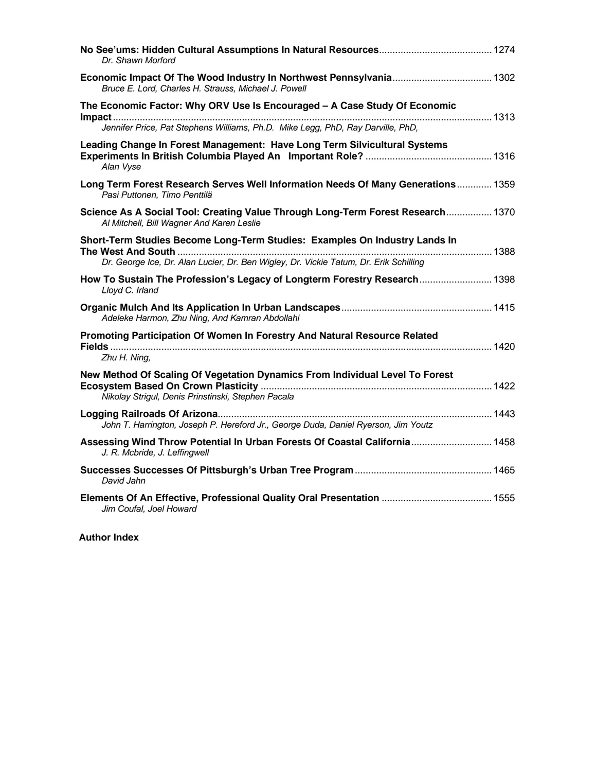**No See'ums: Hidden Cultural Assumptions In Natural Resources** .......................................... 1274
*Dr. Shawn Morford*

**Economic Impact Of The Wood Industry In Northwest Pennsylvania** .................................... 1302
*Bruce E. Lord, Charles H. Strauss, Michael J. Powell*

**The Economic Factor: Why ORV Use Is Encouraged – A Case Study Of Economic Impact** ............................................................................................................................ 1313
*Jennifer Price, Pat Stephens Williams, Ph.D. Mike Legg, PhD, Ray Darville, PhD,*

**Leading Change In Forest Management: Have Long Term Silvicultural Systems Experiments In British Columbia Played An Important Role?** .............................................. 1316
*Alan Vyse*

**Long Term Forest Research Serves Well Information Needs Of Many Generations** ............. 1359
*Pasi Puttonen, Timo Penttilä*

**Science As A Social Tool: Creating Value Through Long-Term Forest Research** ................. 1370
*Al Mitchell, Bill Wagner And Karen Leslie*

**Short-Term Studies Become Long-Term Studies: Examples On Industry Lands In The West And South** .................................................................................................... 1388
*Dr. George Ice, Dr. Alan Lucier, Dr. Ben Wigley, Dr. Vickie Tatum, Dr. Erik Schilling*

**How To Sustain The Profession's Legacy of Longterm Forestry Research** ........................... 1398
*Lloyd C. Irland*

**Organic Mulch And Its Application In Urban Landscapes** ........................................................ 1415
*Adeleke Harmon, Zhu Ning, And Kamran Abdollahi*

**Promoting Participation Of Women In Forestry And Natural Resource Related Fields** ............................................................................................................................ 1420
*Zhu H. Ning,*

**New Method Of Scaling Of Vegetation Dynamics From Individual Level To Forest Ecosystem Based On Crown Plasticity** ..................................................................................... 1422
*Nikolay Strigul, Denis Prinstinski, Stephen Pacala*

**Logging Railroads Of Arizona** ..................................................................................................... 1443
*John T. Harrington, Joseph P. Hereford Jr., George Duda, Daniel Ryerson, Jim Youtz*

**Assessing Wind Throw Potential In Urban Forests Of Coastal California** ............................. 1458
*J. R. Mcbride, J. Leffingwell*

**Successes Successes Of Pittsburgh's Urban Tree Program** ................................................... 1465
*David Jahn*

**Elements Of An Effective, Professional Quality Oral Presentation** ......................................... 1555
*Jim Coufal, Joel Howard*

**Author Index**